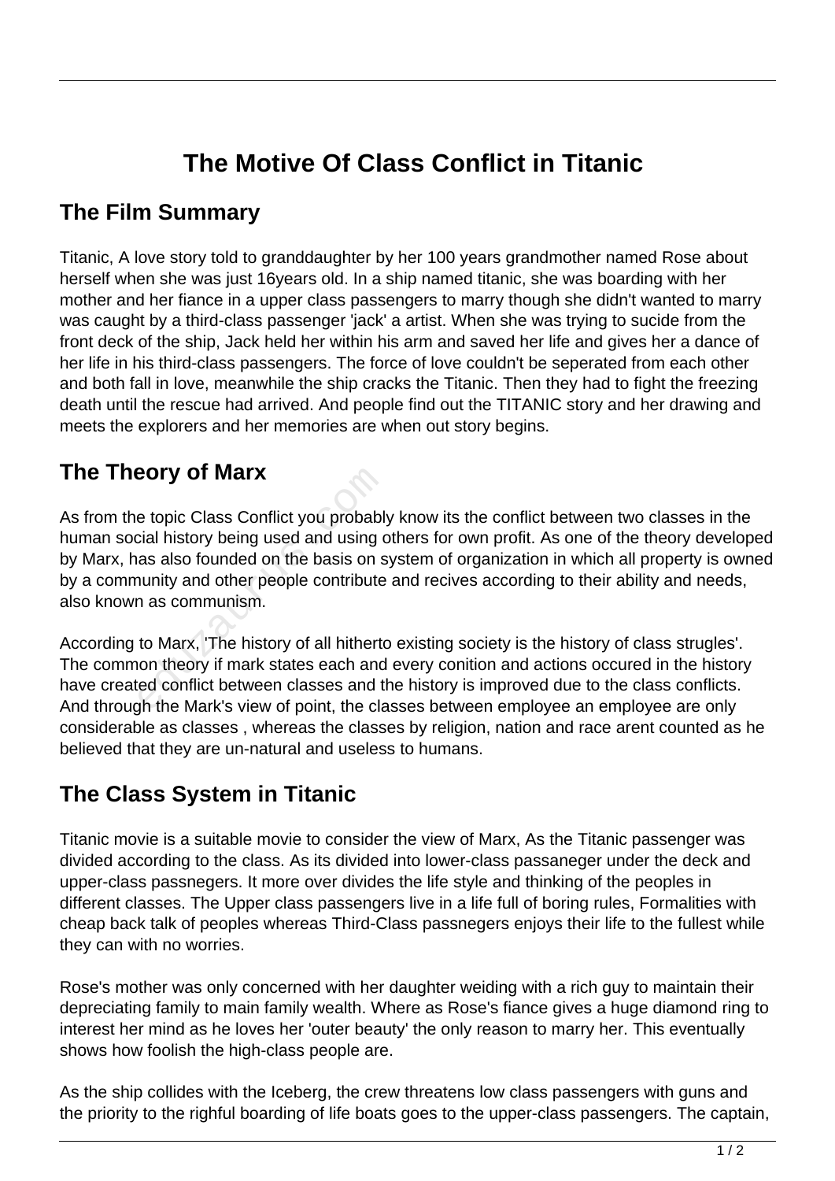# The Motive Of Class Conflict in Titanic

## The Film Summary

Titanic, A love story told to granddaughter by her 100 years grandmother named Rose about herself when she was just 16years old. In a ship named titanic, she was boarding with her mother and her fiance in a upper class passengers to marry though she didn't wanted to marry was caught by a third-class passenger 'jack' a artist. When she was trying to sucide from the front deck of the ship, Jack held her within his arm and saved her life and gives her a dance of her life in his third-class passengers. The force of love couldn't be seperated from each other and both fall in love, meanwhile the ship cracks the Titanic. Then they had to fight the freezing death until the rescue had arrived. And people find out the TITANIC story and her drawing and meets the explorers and her memories are when out story begins.

## The Theory of Marx

As from the topic Class Conflict you probably know its the conflict between two classes in the human social history being used and using others for own profit. As one of the theory developed by Marx, has also founded on the basis on system of organization in which all property is owned by a community and other people contribute and recives according to their ability and needs, also known as communism.

According to Marx, 'The history of all hitherto existing society is the history of class strugles'. The common theory if mark states each and every conition and actions occured in the history have created conflict between classes and the history is improved due to the class conflicts. And through the Mark's view of point, the classes between employee an employee are only considerable as classes , whereas the classes by religion, nation and race arent counted as he believed that they are un-natural and useless to humans.

## The Class System in Titanic

Titanic movie is a suitable movie to consider the view of Marx, As the Titanic passenger was divided according to the class. As its divided into lower-class passaneger under the deck and upper-class passnegers. It more over divides the life style and thinking of the peoples in different classes. The Upper class passengers live in a life full of boring rules, Formalities with cheap back talk of peoples whereas Third-Class passnegers enjoys their life to the fullest while they can with no worries.

Rose's mother was only concerned with her daughter weiding with a rich guy to maintain their depreciating family to main family wealth. Where as Rose's fiance gives a huge diamond ring to interest her mind as he loves her 'outer beauty' the only reason to marry her. This eventually shows how foolish the high-class people are.

As the ship collides with the Iceberg, the crew threatens low class passengers with guns and the priority to the righful boarding of life boats goes to the upper-class passengers. The captain,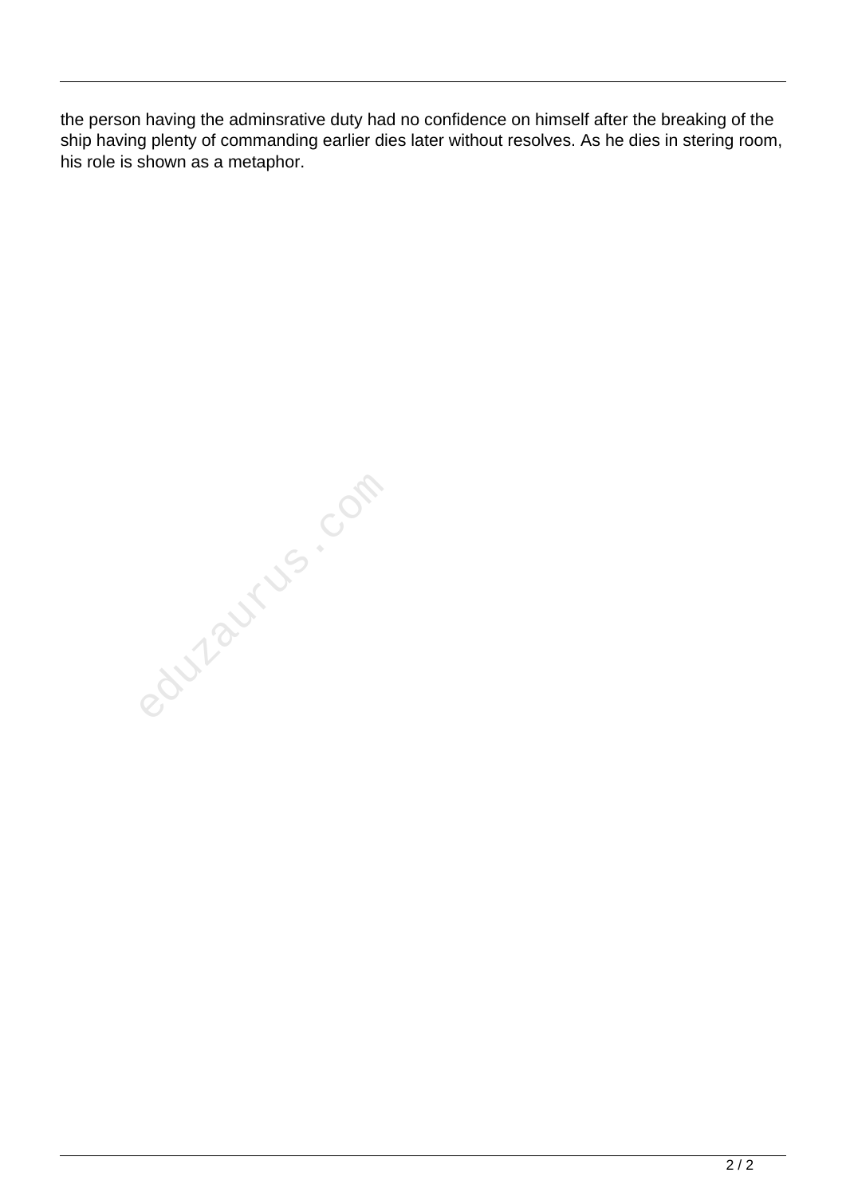the person having the adminsrative duty had no confidence on himself after the breaking of the ship having plenty of commanding earlier dies later without resolves. As he dies in stering room, his role is shown as a metaphor.